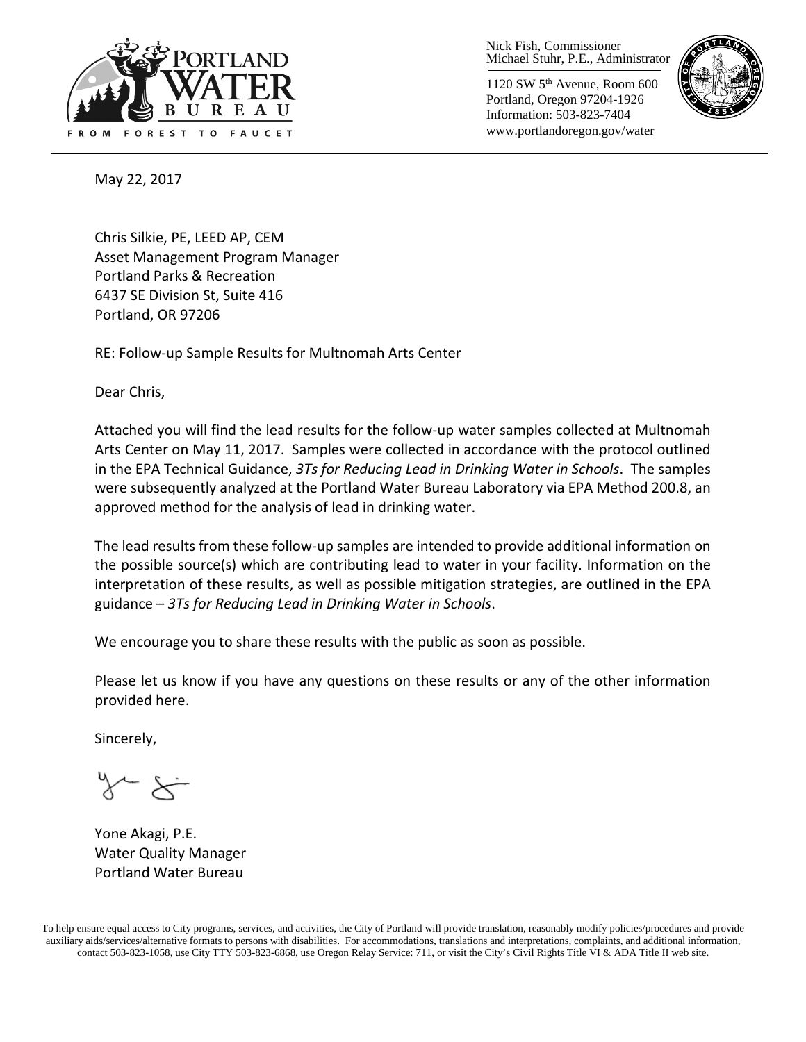PORTLAND WATER BUREAU

FROM FOREST TO FAUCET

Nick Fish, Commissioner
Michael Stuhr, P.E., Administrator

1120 SW 5th Avenue, Room 600
Portland, Oregon 97204-1926
Information: 503-823-7404
www.portlandoregon.gov/water

May 22, 2017

Chris Silkie, PE, LEED AP, CEM
Asset Management Program Manager
Portland Parks & Recreation
6437 SE Division St, Suite 416
Portland, OR 97206

RE: Follow-up Sample Results for Multnomah Arts Center

Dear Chris,

Attached you will find the lead results for the follow-up water samples collected at Multnomah Arts Center on May 11, 2017. Samples were collected in accordance with the protocol outlined in the EPA Technical Guidance, *3Ts for Reducing Lead in Drinking Water in Schools*. The samples were subsequently analyzed at the Portland Water Bureau Laboratory via EPA Method 200.8, an approved method for the analysis of lead in drinking water.

The lead results from these follow-up samples are intended to provide additional information on the possible source(s) which are contributing lead to water in your facility. Information on the interpretation of these results, as well as possible mitigation strategies, are outlined in the EPA guidance – *3Ts for Reducing Lead in Drinking Water in Schools*.

We encourage you to share these results with the public as soon as possible.

Please let us know if you have any questions on these results or any of the other information provided here.

Sincerely,

Yone Akagi, P.E.
Water Quality Manager
Portland Water Bureau

To help ensure equal access to City programs, services, and activities, the City of Portland will provide translation, reasonably modify policies/procedures and provide auxiliary aids/services/alternative formats to persons with disabilities. For accommodations, translations and interpretations, complaints, and additional information, contact 503-823-1058, use City TTY 503-823-6868, use Oregon Relay Service: 711, or visit the City's Civil Rights Title VI & ADA Title II web site.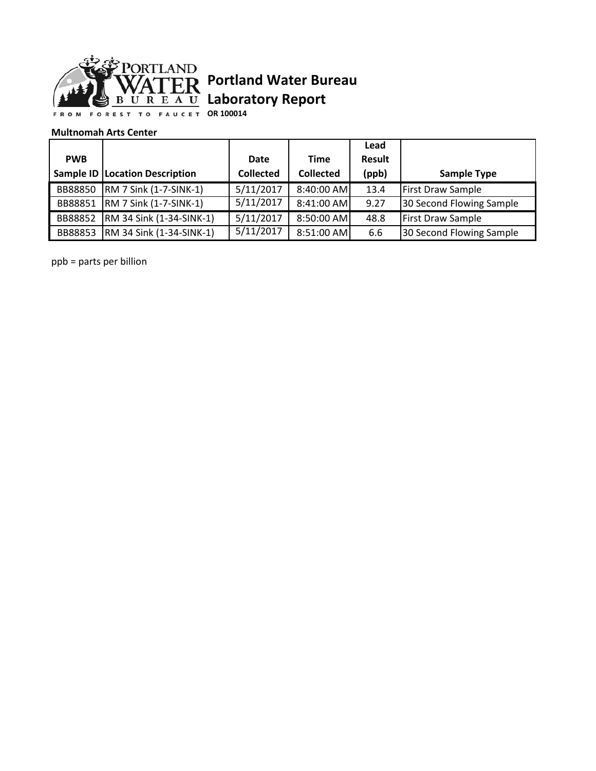# Portland Water Bureau Laboratory Report

**OR 100014**

**Multnomah Arts Center**

| PWB Sample ID | Location Description | Date Collected | Time Collected | Lead Result (ppb) | Sample Type |
|---|---|---|---|---|---|
| BB88850 | RM 7 Sink (1-7-SINK-1) | 5/11/2017 | 8:40:00 AM | 13.4 | First Draw Sample |
| BB88851 | RM 7 Sink (1-7-SINK-1) | 5/11/2017 | 8:41:00 AM | 9.27 | 30 Second Flowing Sample |
| BB88852 | RM 34 Sink (1-34-SINK-1) | 5/11/2017 | 8:50:00 AM | 48.8 | First Draw Sample |
| BB88853 | RM 34 Sink (1-34-SINK-1) | 5/11/2017 | 8:51:00 AM | 6.6 | 30 Second Flowing Sample |

ppb = parts per billion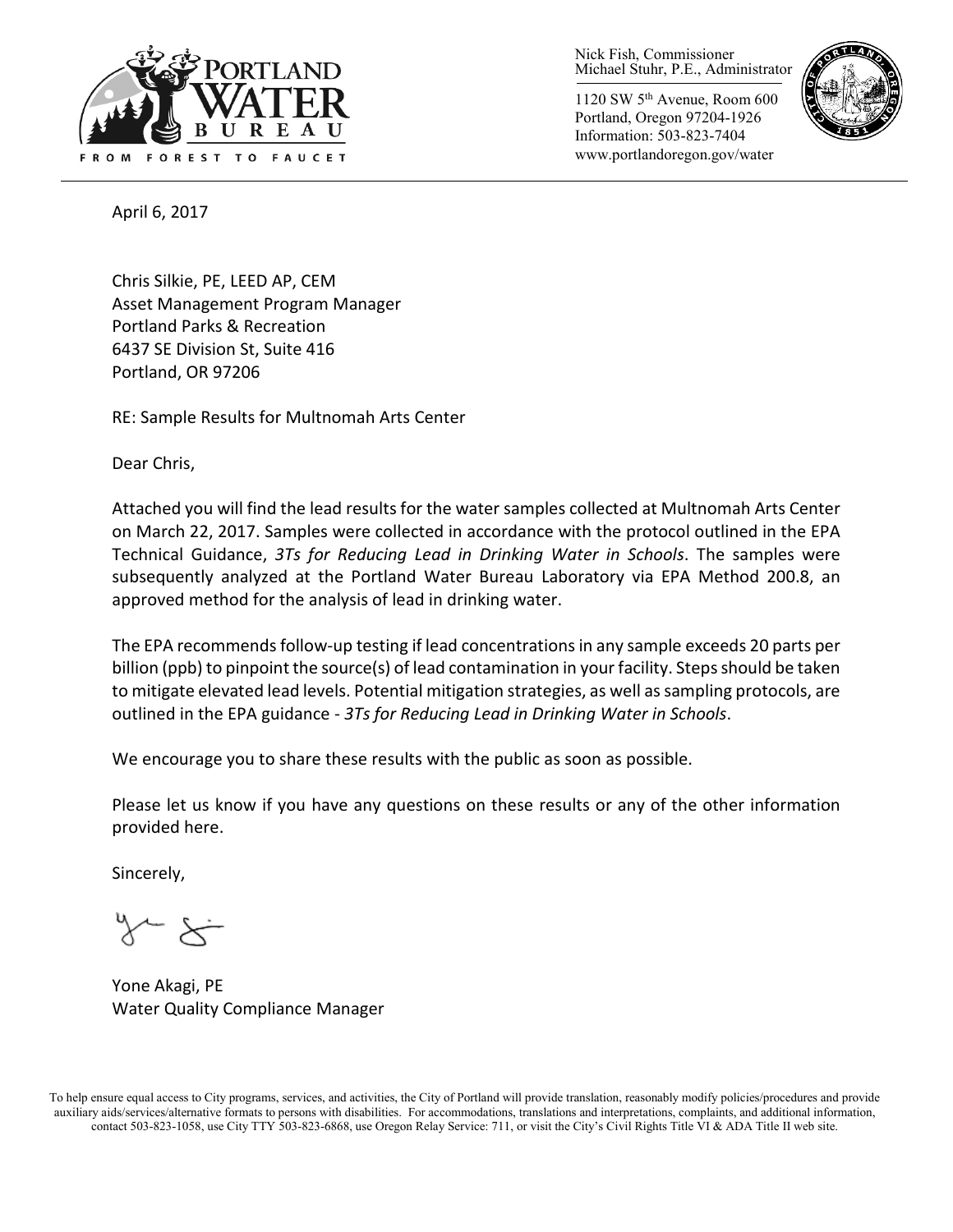Nick Fish, Commissioner
Michael Stuhr, P.E., Administrator

1120 SW 5th Avenue, Room 600
Portland, Oregon 97204-1926
Information: 503-823-7404
www.portlandoregon.gov/water

April 6, 2017

Chris Silkie, PE, LEED AP, CEM
Asset Management Program Manager
Portland Parks & Recreation
6437 SE Division St, Suite 416
Portland, OR 97206

RE: Sample Results for Multnomah Arts Center

Dear Chris,

Attached you will find the lead results for the water samples collected at Multnomah Arts Center on March 22, 2017. Samples were collected in accordance with the protocol outlined in the EPA Technical Guidance, *3Ts for Reducing Lead in Drinking Water in Schools*. The samples were subsequently analyzed at the Portland Water Bureau Laboratory via EPA Method 200.8, an approved method for the analysis of lead in drinking water.

The EPA recommends follow-up testing if lead concentrations in any sample exceeds 20 parts per billion (ppb) to pinpoint the source(s) of lead contamination in your facility. Steps should be taken to mitigate elevated lead levels. Potential mitigation strategies, as well as sampling protocols, are outlined in the EPA guidance - *3Ts for Reducing Lead in Drinking Water in Schools*.

We encourage you to share these results with the public as soon as possible.

Please let us know if you have any questions on these results or any of the other information provided here.

Sincerely,

Yone Akagi, PE
Water Quality Compliance Manager

To help ensure equal access to City programs, services, and activities, the City of Portland will provide translation, reasonably modify policies/procedures and provide auxiliary aids/services/alternative formats to persons with disabilities. For accommodations, translations and interpretations, complaints, and additional information, contact 503-823-1058, use City TTY 503-823-6868, use Oregon Relay Service: 711, or visit the City's Civil Rights Title VI & ADA Title II web site.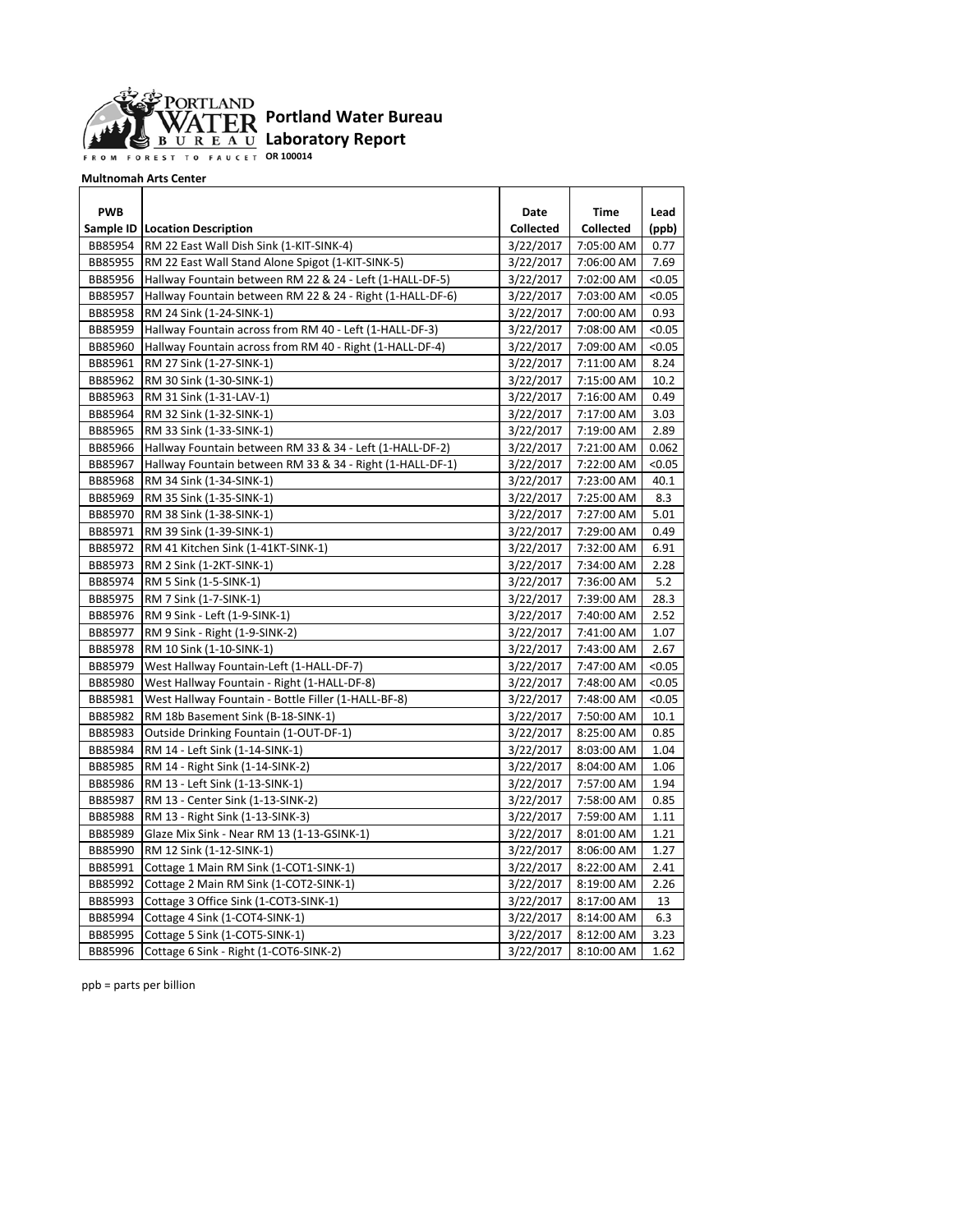PORTLAND WATER BUREAU
FROM FOREST TO FAUCET

# Portland Water Bureau Laboratory Report

**OR 100014**

**Multnomah Arts Center**

| PWB Sample ID | Location Description | Date Collected | Time Collected | Lead (ppb) |
|---|---|---|---|---|
| BB85954 | RM 22 East Wall Dish Sink (1-KIT-SINK-4) | 3/22/2017 | 7:05:00 AM | 0.77 |
| BB85955 | RM 22 East Wall Stand Alone Spigot (1-KIT-SINK-5) | 3/22/2017 | 7:06:00 AM | 7.69 |
| BB85956 | Hallway Fountain between RM 22 & 24 - Left (1-HALL-DF-5) | 3/22/2017 | 7:02:00 AM | <0.05 |
| BB85957 | Hallway Fountain between RM 22 & 24 - Right (1-HALL-DF-6) | 3/22/2017 | 7:03:00 AM | <0.05 |
| BB85958 | RM 24 Sink (1-24-SINK-1) | 3/22/2017 | 7:00:00 AM | 0.93 |
| BB85959 | Hallway Fountain across from RM 40 - Left (1-HALL-DF-3) | 3/22/2017 | 7:08:00 AM | <0.05 |
| BB85960 | Hallway Fountain across from RM 40 - Right (1-HALL-DF-4) | 3/22/2017 | 7:09:00 AM | <0.05 |
| BB85961 | RM 27 Sink (1-27-SINK-1) | 3/22/2017 | 7:11:00 AM | 8.24 |
| BB85962 | RM 30 Sink (1-30-SINK-1) | 3/22/2017 | 7:15:00 AM | 10.2 |
| BB85963 | RM 31 Sink (1-31-LAV-1) | 3/22/2017 | 7:16:00 AM | 0.49 |
| BB85964 | RM 32 Sink (1-32-SINK-1) | 3/22/2017 | 7:17:00 AM | 3.03 |
| BB85965 | RM 33 Sink (1-33-SINK-1) | 3/22/2017 | 7:19:00 AM | 2.89 |
| BB85966 | Hallway Fountain between RM 33 & 34 - Left (1-HALL-DF-2) | 3/22/2017 | 7:21:00 AM | 0.062 |
| BB85967 | Hallway Fountain between RM 33 & 34 - Right (1-HALL-DF-1) | 3/22/2017 | 7:22:00 AM | <0.05 |
| BB85968 | RM 34 Sink (1-34-SINK-1) | 3/22/2017 | 7:23:00 AM | 40.1 |
| BB85969 | RM 35 Sink (1-35-SINK-1) | 3/22/2017 | 7:25:00 AM | 8.3 |
| BB85970 | RM 38 Sink (1-38-SINK-1) | 3/22/2017 | 7:27:00 AM | 5.01 |
| BB85971 | RM 39 Sink (1-39-SINK-1) | 3/22/2017 | 7:29:00 AM | 0.49 |
| BB85972 | RM 41 Kitchen Sink (1-41KT-SINK-1) | 3/22/2017 | 7:32:00 AM | 6.91 |
| BB85973 | RM 2 Sink (1-2KT-SINK-1) | 3/22/2017 | 7:34:00 AM | 2.28 |
| BB85974 | RM 5 Sink (1-5-SINK-1) | 3/22/2017 | 7:36:00 AM | 5.2 |
| BB85975 | RM 7 Sink (1-7-SINK-1) | 3/22/2017 | 7:39:00 AM | 28.3 |
| BB85976 | RM 9 Sink - Left (1-9-SINK-1) | 3/22/2017 | 7:40:00 AM | 2.52 |
| BB85977 | RM 9 Sink - Right (1-9-SINK-2) | 3/22/2017 | 7:41:00 AM | 1.07 |
| BB85978 | RM 10 Sink (1-10-SINK-1) | 3/22/2017 | 7:43:00 AM | 2.67 |
| BB85979 | West Hallway Fountain-Left (1-HALL-DF-7) | 3/22/2017 | 7:47:00 AM | <0.05 |
| BB85980 | West Hallway Fountain - Right (1-HALL-DF-8) | 3/22/2017 | 7:48:00 AM | <0.05 |
| BB85981 | West Hallway Fountain - Bottle Filler (1-HALL-BF-8) | 3/22/2017 | 7:48:00 AM | <0.05 |
| BB85982 | RM 18b Basement Sink (B-18-SINK-1) | 3/22/2017 | 7:50:00 AM | 10.1 |
| BB85983 | Outside Drinking Fountain (1-OUT-DF-1) | 3/22/2017 | 8:25:00 AM | 0.85 |
| BB85984 | RM 14 - Left Sink (1-14-SINK-1) | 3/22/2017 | 8:03:00 AM | 1.04 |
| BB85985 | RM 14 - Right Sink (1-14-SINK-2) | 3/22/2017 | 8:04:00 AM | 1.06 |
| BB85986 | RM 13 - Left Sink (1-13-SINK-1) | 3/22/2017 | 7:57:00 AM | 1.94 |
| BB85987 | RM 13 - Center Sink (1-13-SINK-2) | 3/22/2017 | 7:58:00 AM | 0.85 |
| BB85988 | RM 13 - Right Sink (1-13-SINK-3) | 3/22/2017 | 7:59:00 AM | 1.11 |
| BB85989 | Glaze Mix Sink - Near RM 13 (1-13-GSINK-1) | 3/22/2017 | 8:01:00 AM | 1.21 |
| BB85990 | RM 12 Sink (1-12-SINK-1) | 3/22/2017 | 8:06:00 AM | 1.27 |
| BB85991 | Cottage 1 Main RM Sink (1-COT1-SINK-1) | 3/22/2017 | 8:22:00 AM | 2.41 |
| BB85992 | Cottage 2 Main RM Sink (1-COT2-SINK-1) | 3/22/2017 | 8:19:00 AM | 2.26 |
| BB85993 | Cottage 3 Office Sink (1-COT3-SINK-1) | 3/22/2017 | 8:17:00 AM | 13 |
| BB85994 | Cottage 4 Sink (1-COT4-SINK-1) | 3/22/2017 | 8:14:00 AM | 6.3 |
| BB85995 | Cottage 5 Sink (1-COT5-SINK-1) | 3/22/2017 | 8:12:00 AM | 3.23 |
| BB85996 | Cottage 6 Sink - Right (1-COT6-SINK-2) | 3/22/2017 | 8:10:00 AM | 1.62 |

ppb = parts per billion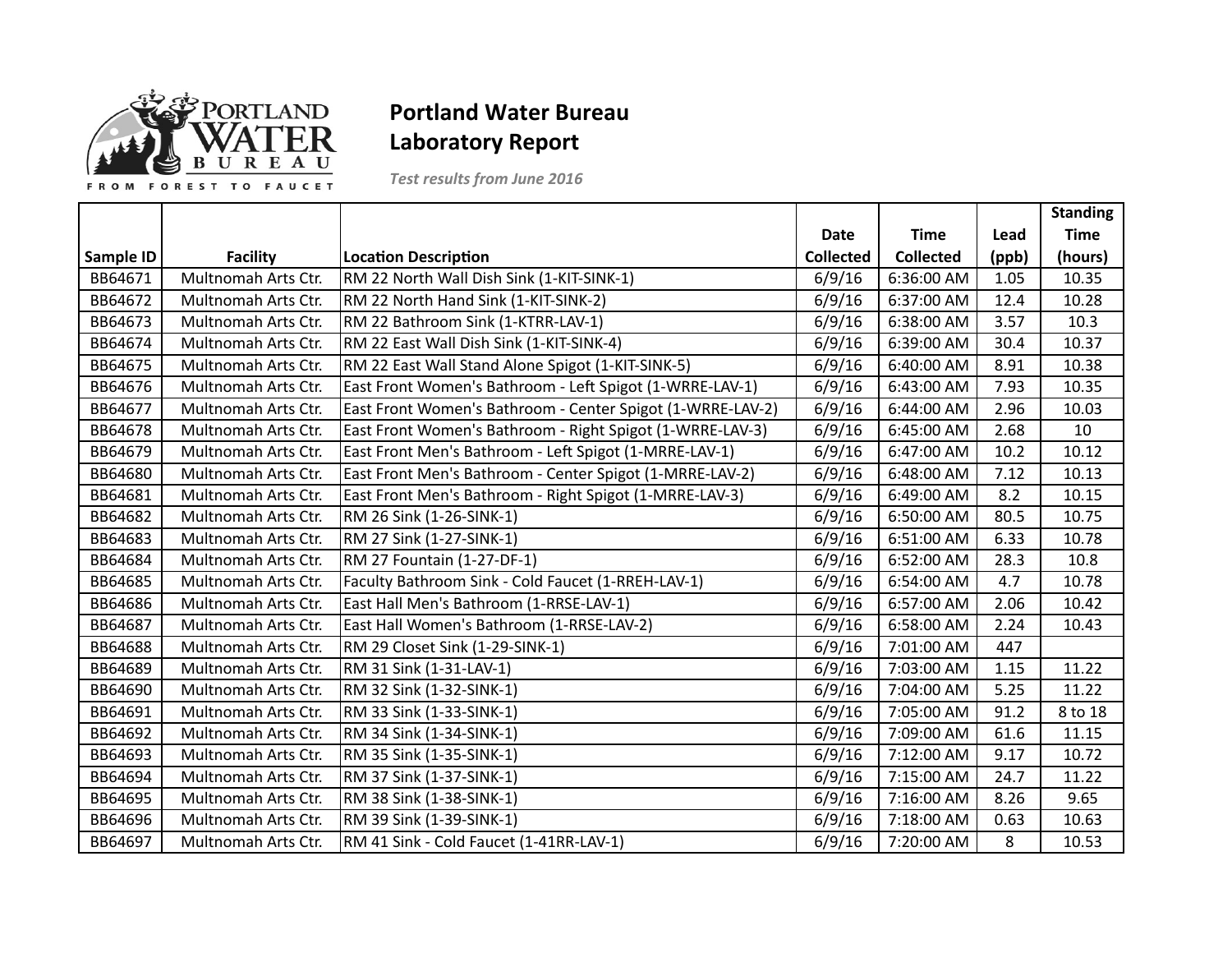# Portland Water Bureau
## Laboratory Report

*Test results from June 2016*

| Sample ID | Facility | Location Description | Date Collected | Time Collected | Lead (ppb) | Standing Time (hours) |
|---|---|---|---|---|---|---|
| BB64671 | Multnomah Arts Ctr. | RM 22 North Wall Dish Sink (1-KIT-SINK-1) | 6/9/16 | 6:36:00 AM | 1.05 | 10.35 |
| BB64672 | Multnomah Arts Ctr. | RM 22 North Hand Sink (1-KIT-SINK-2) | 6/9/16 | 6:37:00 AM | 12.4 | 10.28 |
| BB64673 | Multnomah Arts Ctr. | RM 22 Bathroom Sink (1-KTRR-LAV-1) | 6/9/16 | 6:38:00 AM | 3.57 | 10.3 |
| BB64674 | Multnomah Arts Ctr. | RM 22 East Wall Dish Sink (1-KIT-SINK-4) | 6/9/16 | 6:39:00 AM | 30.4 | 10.37 |
| BB64675 | Multnomah Arts Ctr. | RM 22 East Wall Stand Alone Spigot (1-KIT-SINK-5) | 6/9/16 | 6:40:00 AM | 8.91 | 10.38 |
| BB64676 | Multnomah Arts Ctr. | East Front Women's Bathroom - Left Spigot (1-WRRE-LAV-1) | 6/9/16 | 6:43:00 AM | 7.93 | 10.35 |
| BB64677 | Multnomah Arts Ctr. | East Front Women's Bathroom - Center Spigot (1-WRRE-LAV-2) | 6/9/16 | 6:44:00 AM | 2.96 | 10.03 |
| BB64678 | Multnomah Arts Ctr. | East Front Women's Bathroom - Right Spigot (1-WRRE-LAV-3) | 6/9/16 | 6:45:00 AM | 2.68 | 10 |
| BB64679 | Multnomah Arts Ctr. | East Front Men's Bathroom - Left Spigot (1-MRRE-LAV-1) | 6/9/16 | 6:47:00 AM | 10.2 | 10.12 |
| BB64680 | Multnomah Arts Ctr. | East Front Men's Bathroom - Center Spigot (1-MRRE-LAV-2) | 6/9/16 | 6:48:00 AM | 7.12 | 10.13 |
| BB64681 | Multnomah Arts Ctr. | East Front Men's Bathroom - Right Spigot (1-MRRE-LAV-3) | 6/9/16 | 6:49:00 AM | 8.2 | 10.15 |
| BB64682 | Multnomah Arts Ctr. | RM 26 Sink (1-26-SINK-1) | 6/9/16 | 6:50:00 AM | 80.5 | 10.75 |
| BB64683 | Multnomah Arts Ctr. | RM 27 Sink (1-27-SINK-1) | 6/9/16 | 6:51:00 AM | 6.33 | 10.78 |
| BB64684 | Multnomah Arts Ctr. | RM 27 Fountain (1-27-DF-1) | 6/9/16 | 6:52:00 AM | 28.3 | 10.8 |
| BB64685 | Multnomah Arts Ctr. | Faculty Bathroom Sink - Cold Faucet (1-RREH-LAV-1) | 6/9/16 | 6:54:00 AM | 4.7 | 10.78 |
| BB64686 | Multnomah Arts Ctr. | East Hall Men's Bathroom (1-RRSE-LAV-1) | 6/9/16 | 6:57:00 AM | 2.06 | 10.42 |
| BB64687 | Multnomah Arts Ctr. | East Hall Women's Bathroom (1-RRSE-LAV-2) | 6/9/16 | 6:58:00 AM | 2.24 | 10.43 |
| BB64688 | Multnomah Arts Ctr. | RM 29 Closet Sink (1-29-SINK-1) | 6/9/16 | 7:01:00 AM | 447 | |
| BB64689 | Multnomah Arts Ctr. | RM 31 Sink (1-31-LAV-1) | 6/9/16 | 7:03:00 AM | 1.15 | 11.22 |
| BB64690 | Multnomah Arts Ctr. | RM 32 Sink (1-32-SINK-1) | 6/9/16 | 7:04:00 AM | 5.25 | 11.22 |
| BB64691 | Multnomah Arts Ctr. | RM 33 Sink (1-33-SINK-1) | 6/9/16 | 7:05:00 AM | 91.2 | 8 to 18 |
| BB64692 | Multnomah Arts Ctr. | RM 34 Sink (1-34-SINK-1) | 6/9/16 | 7:09:00 AM | 61.6 | 11.15 |
| BB64693 | Multnomah Arts Ctr. | RM 35 Sink (1-35-SINK-1) | 6/9/16 | 7:12:00 AM | 9.17 | 10.72 |
| BB64694 | Multnomah Arts Ctr. | RM 37 Sink (1-37-SINK-1) | 6/9/16 | 7:15:00 AM | 24.7 | 11.22 |
| BB64695 | Multnomah Arts Ctr. | RM 38 Sink (1-38-SINK-1) | 6/9/16 | 7:16:00 AM | 8.26 | 9.65 |
| BB64696 | Multnomah Arts Ctr. | RM 39 Sink (1-39-SINK-1) | 6/9/16 | 7:18:00 AM | 0.63 | 10.63 |
| BB64697 | Multnomah Arts Ctr. | RM 41 Sink - Cold Faucet (1-41RR-LAV-1) | 6/9/16 | 7:20:00 AM | 8 | 10.53 |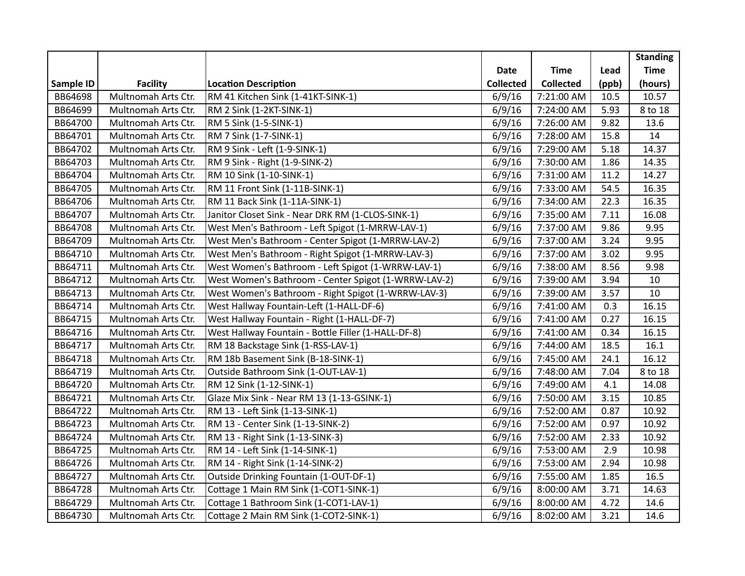| Sample ID | Facility | Location Description | Date Collected | Time Collected | Lead (ppb) | Standing Time (hours) |
|---|---|---|---|---|---|---|
| BB64698 | Multnomah Arts Ctr. | RM 41 Kitchen Sink (1-41KT-SINK-1) | 6/9/16 | 7:21:00 AM | 10.5 | 10.57 |
| BB64699 | Multnomah Arts Ctr. | RM 2 Sink (1-2KT-SINK-1) | 6/9/16 | 7:24:00 AM | 5.93 | 8 to 18 |
| BB64700 | Multnomah Arts Ctr. | RM 5 Sink (1-5-SINK-1) | 6/9/16 | 7:26:00 AM | 9.82 | 13.6 |
| BB64701 | Multnomah Arts Ctr. | RM 7 Sink (1-7-SINK-1) | 6/9/16 | 7:28:00 AM | 15.8 | 14 |
| BB64702 | Multnomah Arts Ctr. | RM 9 Sink - Left (1-9-SINK-1) | 6/9/16 | 7:29:00 AM | 5.18 | 14.37 |
| BB64703 | Multnomah Arts Ctr. | RM 9 Sink - Right (1-9-SINK-2) | 6/9/16 | 7:30:00 AM | 1.86 | 14.35 |
| BB64704 | Multnomah Arts Ctr. | RM 10 Sink (1-10-SINK-1) | 6/9/16 | 7:31:00 AM | 11.2 | 14.27 |
| BB64705 | Multnomah Arts Ctr. | RM 11 Front Sink (1-11B-SINK-1) | 6/9/16 | 7:33:00 AM | 54.5 | 16.35 |
| BB64706 | Multnomah Arts Ctr. | RM 11 Back Sink (1-11A-SINK-1) | 6/9/16 | 7:34:00 AM | 22.3 | 16.35 |
| BB64707 | Multnomah Arts Ctr. | Janitor Closet Sink - Near DRK RM (1-CLOS-SINK-1) | 6/9/16 | 7:35:00 AM | 7.11 | 16.08 |
| BB64708 | Multnomah Arts Ctr. | West Men's Bathroom - Left Spigot (1-MRRW-LAV-1) | 6/9/16 | 7:37:00 AM | 9.86 | 9.95 |
| BB64709 | Multnomah Arts Ctr. | West Men's Bathroom - Center Spigot (1-MRRW-LAV-2) | 6/9/16 | 7:37:00 AM | 3.24 | 9.95 |
| BB64710 | Multnomah Arts Ctr. | West Men's Bathroom - Right Spigot (1-MRRW-LAV-3) | 6/9/16 | 7:37:00 AM | 3.02 | 9.95 |
| BB64711 | Multnomah Arts Ctr. | West Women's Bathroom - Left Spigot (1-WRRW-LAV-1) | 6/9/16 | 7:38:00 AM | 8.56 | 9.98 |
| BB64712 | Multnomah Arts Ctr. | West Women's Bathroom - Center Spigot (1-WRRW-LAV-2) | 6/9/16 | 7:39:00 AM | 3.94 | 10 |
| BB64713 | Multnomah Arts Ctr. | West Women's Bathroom - Right Spigot (1-WRRW-LAV-3) | 6/9/16 | 7:39:00 AM | 3.57 | 10 |
| BB64714 | Multnomah Arts Ctr. | West Hallway Fountain-Left (1-HALL-DF-6) | 6/9/16 | 7:41:00 AM | 0.3 | 16.15 |
| BB64715 | Multnomah Arts Ctr. | West Hallway Fountain - Right (1-HALL-DF-7) | 6/9/16 | 7:41:00 AM | 0.27 | 16.15 |
| BB64716 | Multnomah Arts Ctr. | West Hallway Fountain - Bottle Filler (1-HALL-DF-8) | 6/9/16 | 7:41:00 AM | 0.34 | 16.15 |
| BB64717 | Multnomah Arts Ctr. | RM 18 Backstage Sink (1-RSS-LAV-1) | 6/9/16 | 7:44:00 AM | 18.5 | 16.1 |
| BB64718 | Multnomah Arts Ctr. | RM 18b Basement Sink (B-18-SINK-1) | 6/9/16 | 7:45:00 AM | 24.1 | 16.12 |
| BB64719 | Multnomah Arts Ctr. | Outside Bathroom Sink (1-OUT-LAV-1) | 6/9/16 | 7:48:00 AM | 7.04 | 8 to 18 |
| BB64720 | Multnomah Arts Ctr. | RM 12 Sink (1-12-SINK-1) | 6/9/16 | 7:49:00 AM | 4.1 | 14.08 |
| BB64721 | Multnomah Arts Ctr. | Glaze Mix Sink - Near RM 13 (1-13-GSINK-1) | 6/9/16 | 7:50:00 AM | 3.15 | 10.85 |
| BB64722 | Multnomah Arts Ctr. | RM 13 - Left Sink (1-13-SINK-1) | 6/9/16 | 7:52:00 AM | 0.87 | 10.92 |
| BB64723 | Multnomah Arts Ctr. | RM 13 - Center Sink (1-13-SINK-2) | 6/9/16 | 7:52:00 AM | 0.97 | 10.92 |
| BB64724 | Multnomah Arts Ctr. | RM 13 - Right Sink (1-13-SINK-3) | 6/9/16 | 7:52:00 AM | 2.33 | 10.92 |
| BB64725 | Multnomah Arts Ctr. | RM 14 - Left Sink (1-14-SINK-1) | 6/9/16 | 7:53:00 AM | 2.9 | 10.98 |
| BB64726 | Multnomah Arts Ctr. | RM 14 - Right Sink (1-14-SINK-2) | 6/9/16 | 7:53:00 AM | 2.94 | 10.98 |
| BB64727 | Multnomah Arts Ctr. | Outside Drinking Fountain (1-OUT-DF-1) | 6/9/16 | 7:55:00 AM | 1.85 | 16.5 |
| BB64728 | Multnomah Arts Ctr. | Cottage 1 Main RM Sink (1-COT1-SINK-1) | 6/9/16 | 8:00:00 AM | 3.71 | 14.63 |
| BB64729 | Multnomah Arts Ctr. | Cottage 1 Bathroom Sink (1-COT1-LAV-1) | 6/9/16 | 8:00:00 AM | 4.72 | 14.6 |
| BB64730 | Multnomah Arts Ctr. | Cottage 2 Main RM Sink (1-COT2-SINK-1) | 6/9/16 | 8:02:00 AM | 3.21 | 14.6 |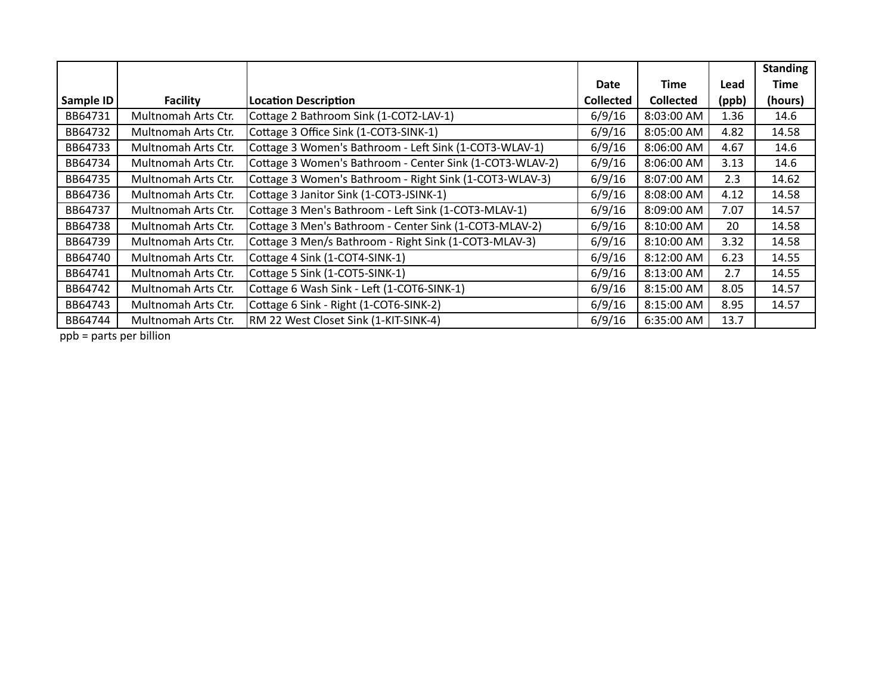| Sample ID | Facility | Location Description | Date Collected | Time Collected | Lead (ppb) | Standing Time (hours) |
|---|---|---|---|---|---|---|
| BB64731 | Multnomah Arts Ctr. | Cottage 2 Bathroom Sink (1-COT2-LAV-1) | 6/9/16 | 8:03:00 AM | 1.36 | 14.6 |
| BB64732 | Multnomah Arts Ctr. | Cottage 3 Office Sink (1-COT3-SINK-1) | 6/9/16 | 8:05:00 AM | 4.82 | 14.58 |
| BB64733 | Multnomah Arts Ctr. | Cottage 3 Women's Bathroom - Left Sink (1-COT3-WLAV-1) | 6/9/16 | 8:06:00 AM | 4.67 | 14.6 |
| BB64734 | Multnomah Arts Ctr. | Cottage 3 Women's Bathroom - Center Sink (1-COT3-WLAV-2) | 6/9/16 | 8:06:00 AM | 3.13 | 14.6 |
| BB64735 | Multnomah Arts Ctr. | Cottage 3 Women's Bathroom - Right Sink (1-COT3-WLAV-3) | 6/9/16 | 8:07:00 AM | 2.3 | 14.62 |
| BB64736 | Multnomah Arts Ctr. | Cottage 3 Janitor Sink (1-COT3-JSINK-1) | 6/9/16 | 8:08:00 AM | 4.12 | 14.58 |
| BB64737 | Multnomah Arts Ctr. | Cottage 3 Men's Bathroom - Left Sink (1-COT3-MLAV-1) | 6/9/16 | 8:09:00 AM | 7.07 | 14.57 |
| BB64738 | Multnomah Arts Ctr. | Cottage 3 Men's Bathroom - Center Sink (1-COT3-MLAV-2) | 6/9/16 | 8:10:00 AM | 20 | 14.58 |
| BB64739 | Multnomah Arts Ctr. | Cottage 3 Men/s Bathroom - Right Sink (1-COT3-MLAV-3) | 6/9/16 | 8:10:00 AM | 3.32 | 14.58 |
| BB64740 | Multnomah Arts Ctr. | Cottage 4 Sink (1-COT4-SINK-1) | 6/9/16 | 8:12:00 AM | 6.23 | 14.55 |
| BB64741 | Multnomah Arts Ctr. | Cottage 5 Sink (1-COT5-SINK-1) | 6/9/16 | 8:13:00 AM | 2.7 | 14.55 |
| BB64742 | Multnomah Arts Ctr. | Cottage 6 Wash Sink - Left (1-COT6-SINK-1) | 6/9/16 | 8:15:00 AM | 8.05 | 14.57 |
| BB64743 | Multnomah Arts Ctr. | Cottage 6 Sink - Right (1-COT6-SINK-2) | 6/9/16 | 8:15:00 AM | 8.95 | 14.57 |
| BB64744 | Multnomah Arts Ctr. | RM 22 West Closet Sink (1-KIT-SINK-4) | 6/9/16 | 6:35:00 AM | 13.7 | |

ppb = parts per billion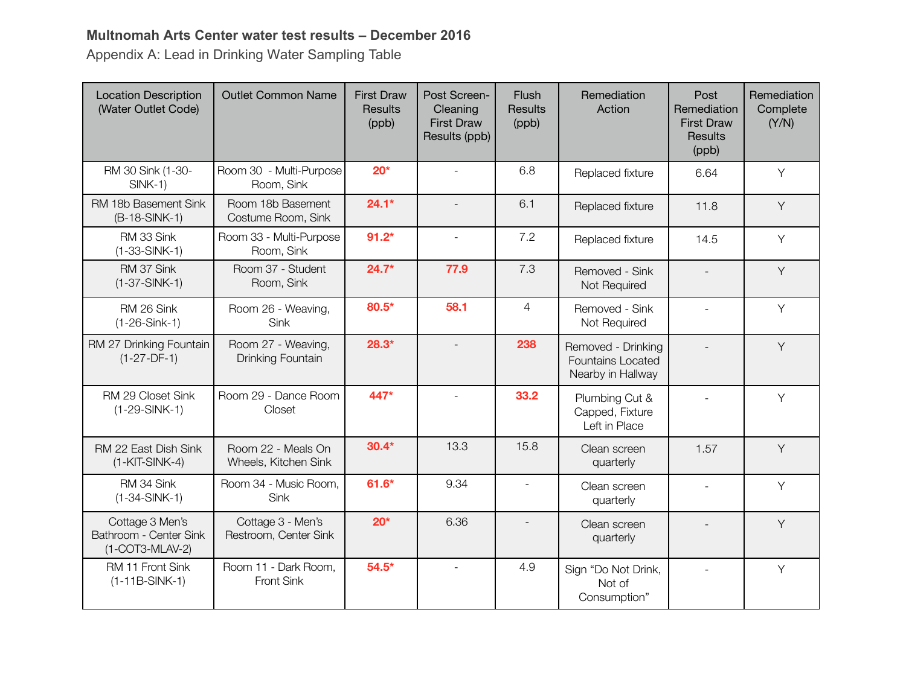**Multnomah Arts Center water test results – December 2016**

Appendix A: Lead in Drinking Water Sampling Table

| Location Description (Water Outlet Code) | Outlet Common Name | First Draw Results (ppb) | Post Screen-Cleaning First Draw Results (ppb) | Flush Results (ppb) | Remediation Action | Post Remediation First Draw Results (ppb) | Remediation Complete (Y/N) |
|---|---|---|---|---|---|---|---|
| RM 30 Sink (1-30-SINK-1) | Room 30 - Multi-Purpose Room, Sink | **20*** | - | 6.8 | Replaced fixture | 6.64 | Y |
| RM 18b Basement Sink (B-18-SINK-1) | Room 18b Basement Costume Room, Sink | **24.1*** | - | 6.1 | Replaced fixture | 11.8 | Y |
| RM 33 Sink (1-33-SINK-1) | Room 33 - Multi-Purpose Room, Sink | **91.2*** | - | 7.2 | Replaced fixture | 14.5 | Y |
| RM 37 Sink (1-37-SINK-1) | Room 37 - Student Room, Sink | **24.7*** | **77.9** | 7.3 | Removed - Sink Not Required | - | Y |
| RM 26 Sink (1-26-Sink-1) | Room 26 - Weaving, Sink | **80.5*** | **58.1** | 4 | Removed - Sink Not Required | - | Y |
| RM 27 Drinking Fountain (1-27-DF-1) | Room 27 - Weaving, Drinking Fountain | **28.3*** | - | **238** | Removed - Drinking Fountains Located Nearby in Hallway | - | Y |
| RM 29 Closet Sink (1-29-SINK-1) | Room 29 - Dance Room Closet | **447*** | - | **33.2** | Plumbing Cut & Capped, Fixture Left in Place | - | Y |
| RM 22 East Dish Sink (1-KIT-SINK-4) | Room 22 - Meals On Wheels, Kitchen Sink | **30.4*** | 13.3 | 15.8 | Clean screen quarterly | 1.57 | Y |
| RM 34 Sink (1-34-SINK-1) | Room 34 - Music Room, Sink | **61.6*** | 9.34 | - | Clean screen quarterly | - | Y |
| Cottage 3 Men's Bathroom - Center Sink (1-COT3-MLAV-2) | Cottage 3 - Men's Restroom, Center Sink | **20*** | 6.36 | - | Clean screen quarterly | - | Y |
| RM 11 Front Sink (1-11B-SINK-1) | Room 11 - Dark Room, Front Sink | **54.5*** | - | 4.9 | Sign "Do Not Drink, Not of Consumption" | - | Y |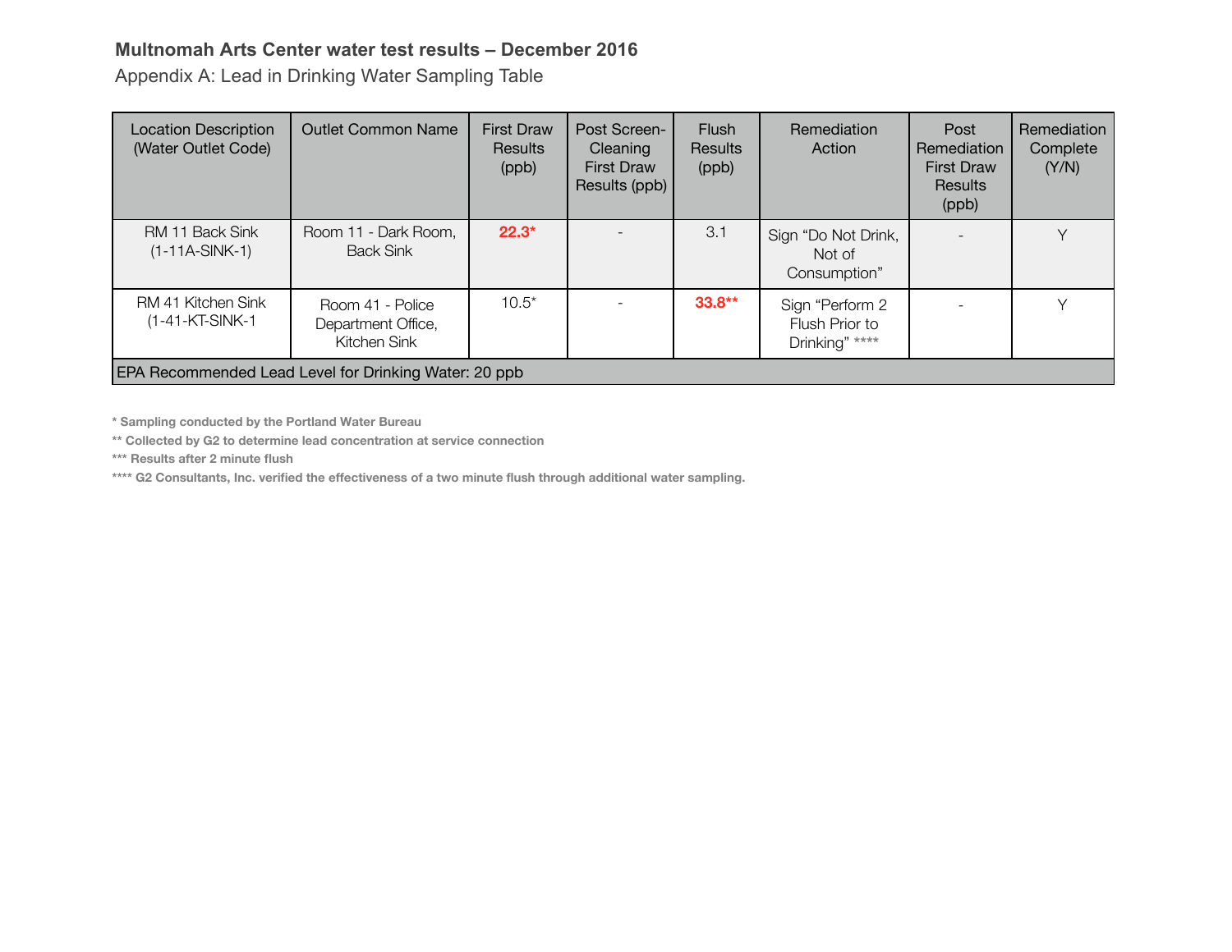**Multnomah Arts Center water test results – December 2016**

Appendix A: Lead in Drinking Water Sampling Table

| Location Description (Water Outlet Code) | Outlet Common Name | First Draw Results (ppb) | Post Screen-Cleaning First Draw Results (ppb) | Flush Results (ppb) | Remediation Action | Post Remediation First Draw Results (ppb) | Remediation Complete (Y/N) |
|---|---|---|---|---|---|---|---|
| RM 11 Back Sink (1-11A-SINK-1) | Room 11 - Dark Room, Back Sink | **22.3*** | - | 3.1 | Sign “Do Not Drink, Not of Consumption” | - | Y |
| RM 41 Kitchen Sink (1-41-KT-SINK-1 | Room 41 - Police Department Office, Kitchen Sink | 10.5* | - | **33.8**** | Sign “Perform 2 Flush Prior to Drinking” **** | - | Y |
| EPA Recommended Lead Level for Drinking Water: 20 ppb | | | | | | | |

**\* Sampling conducted by the Portland Water Bureau**

**\*\* Collected by G2 to determine lead concentration at service connection**

**\*\*\* Results after 2 minute flush**

**\*\*\*\* G2 Consultants, Inc. verified the effectiveness of a two minute flush through additional water sampling.**